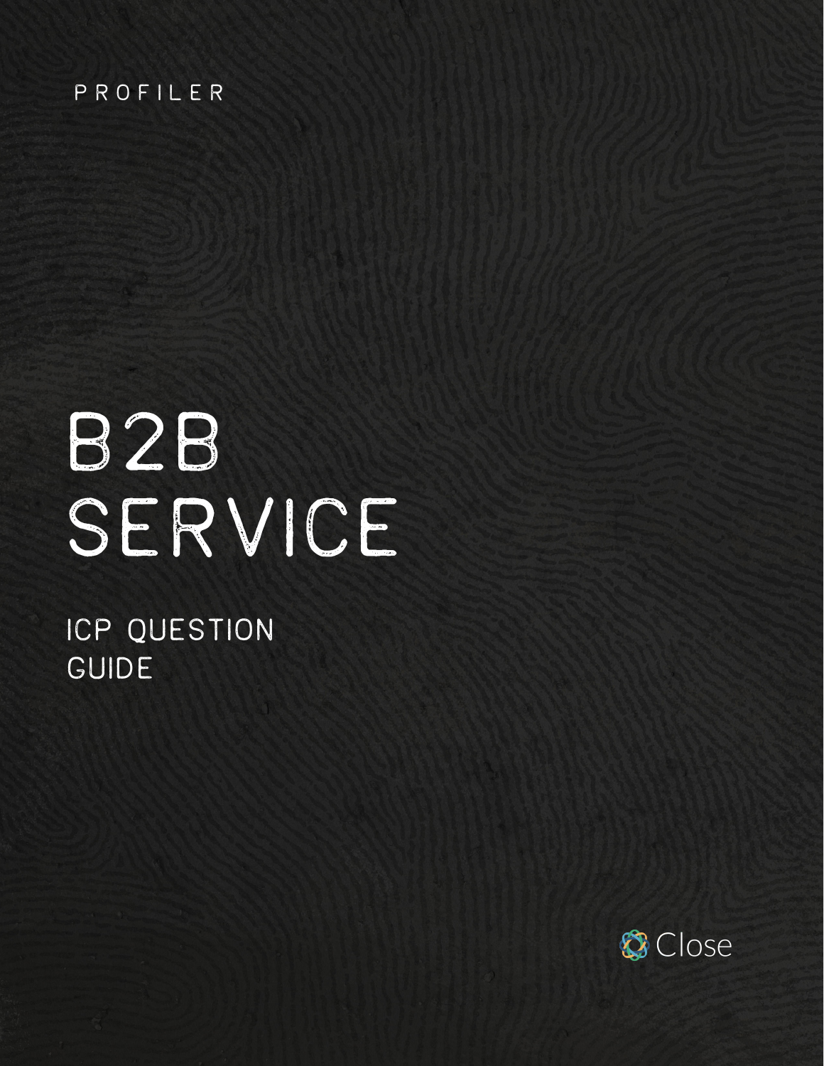PROFILER

# B2B SERVICE

## ICP QUESTION GUIDE

Close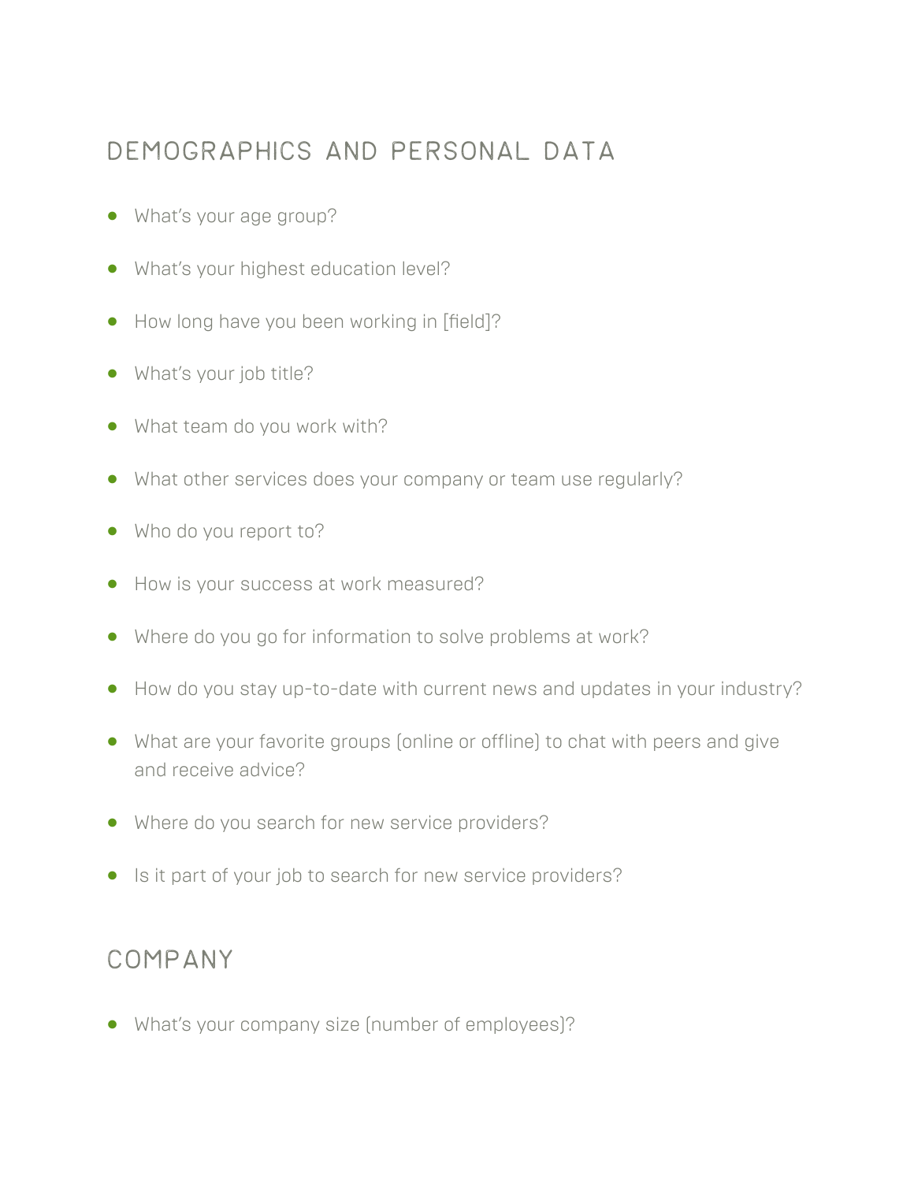## DEMOGRAPHICS AND PERSONAL DATA

- What's your age group?
- What's your highest education level?
- How long have you been working in [field]?
- What's your job title?
- What team do you work with?
- What other services does your company or team use regularly?
- Who do you report to?
- How is your success at work measured?
- Where do you go for information to solve problems at work?
- How do you stay up-to-date with current news and updates in your industry?
- What are your favorite groups (online or offline) to chat with peers and give and receive advice?
- Where do you search for new service providers?
- Is it part of your job to search for new service providers?

## COMPANY

- What's your company size (number of employees)?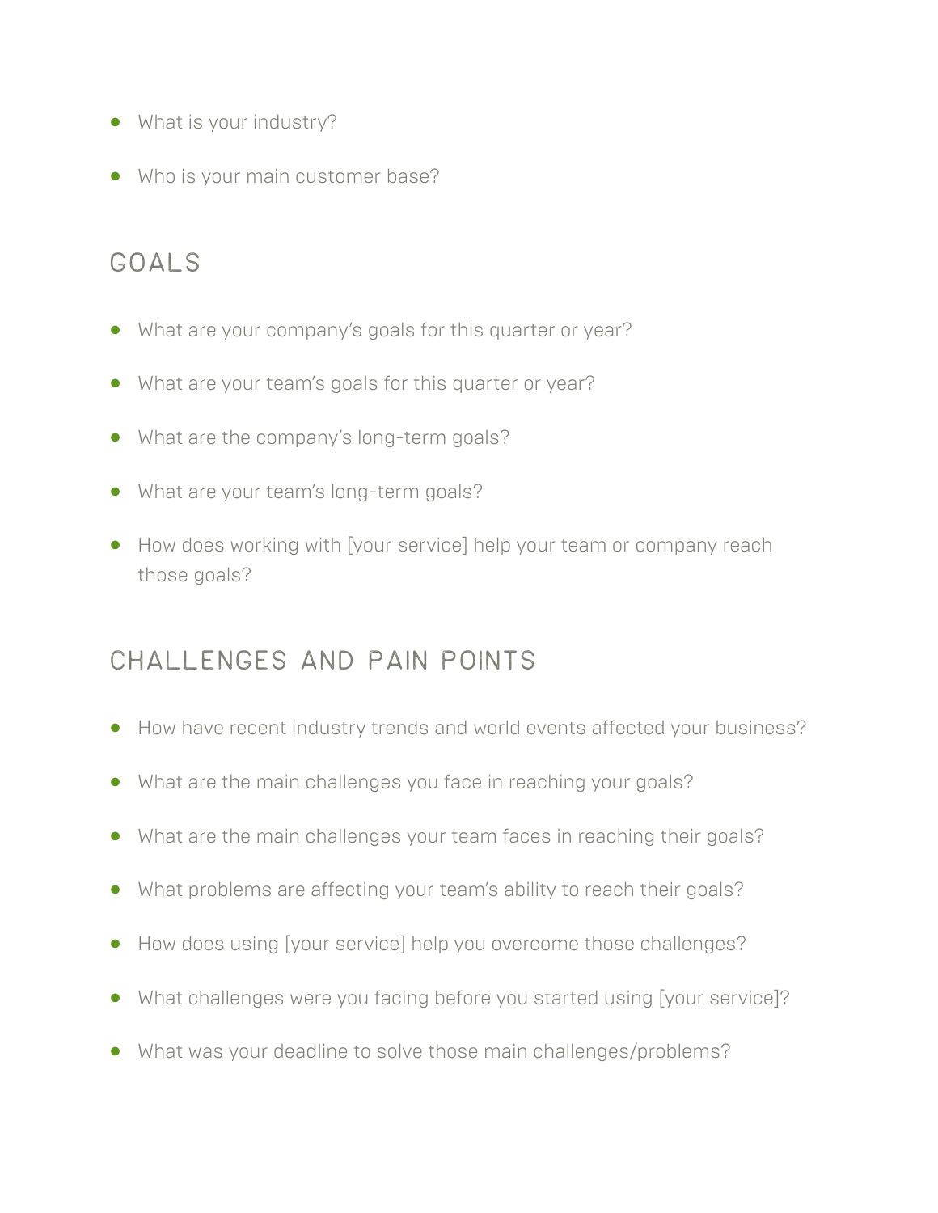- What is your industry?
- Who is your main customer base?

## GOALS

- What are your company's goals for this quarter or year?
- What are your team's goals for this quarter or year?
- What are the company's long-term goals?
- What are your team's long-term goals?
- How does working with [your service] help your team or company reach those goals?

## CHALLENGES AND PAIN POINTS

- How have recent industry trends and world events affected your business?
- What are the main challenges you face in reaching your goals?
- What are the main challenges your team faces in reaching their goals?
- What problems are affecting your team's ability to reach their goals?
- How does using [your service] help you overcome those challenges?
- What challenges were you facing before you started using [your service]?
- What was your deadline to solve those main challenges/problems?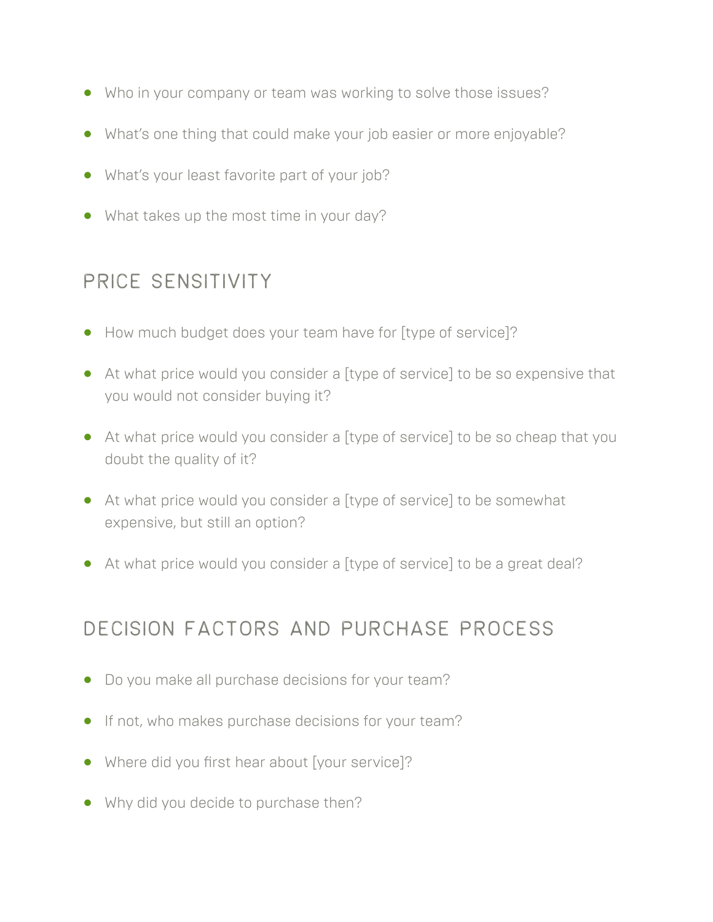- Who in your company or team was working to solve those issues?
- What's one thing that could make your job easier or more enjoyable?
- What's your least favorite part of your job?
- What takes up the most time in your day?

## PRICE SENSITIVITY

- How much budget does your team have for [type of service]?
- At what price would you consider a [type of service] to be so expensive that you would not consider buying it?
- At what price would you consider a [type of service] to be so cheap that you doubt the quality of it?
- At what price would you consider a [type of service] to be somewhat expensive, but still an option?
- At what price would you consider a [type of service] to be a great deal?

## DECISION FACTORS AND PURCHASE PROCESS

- Do you make all purchase decisions for your team?
- If not, who makes purchase decisions for your team?
- Where did you first hear about [your service]?
- Why did you decide to purchase then?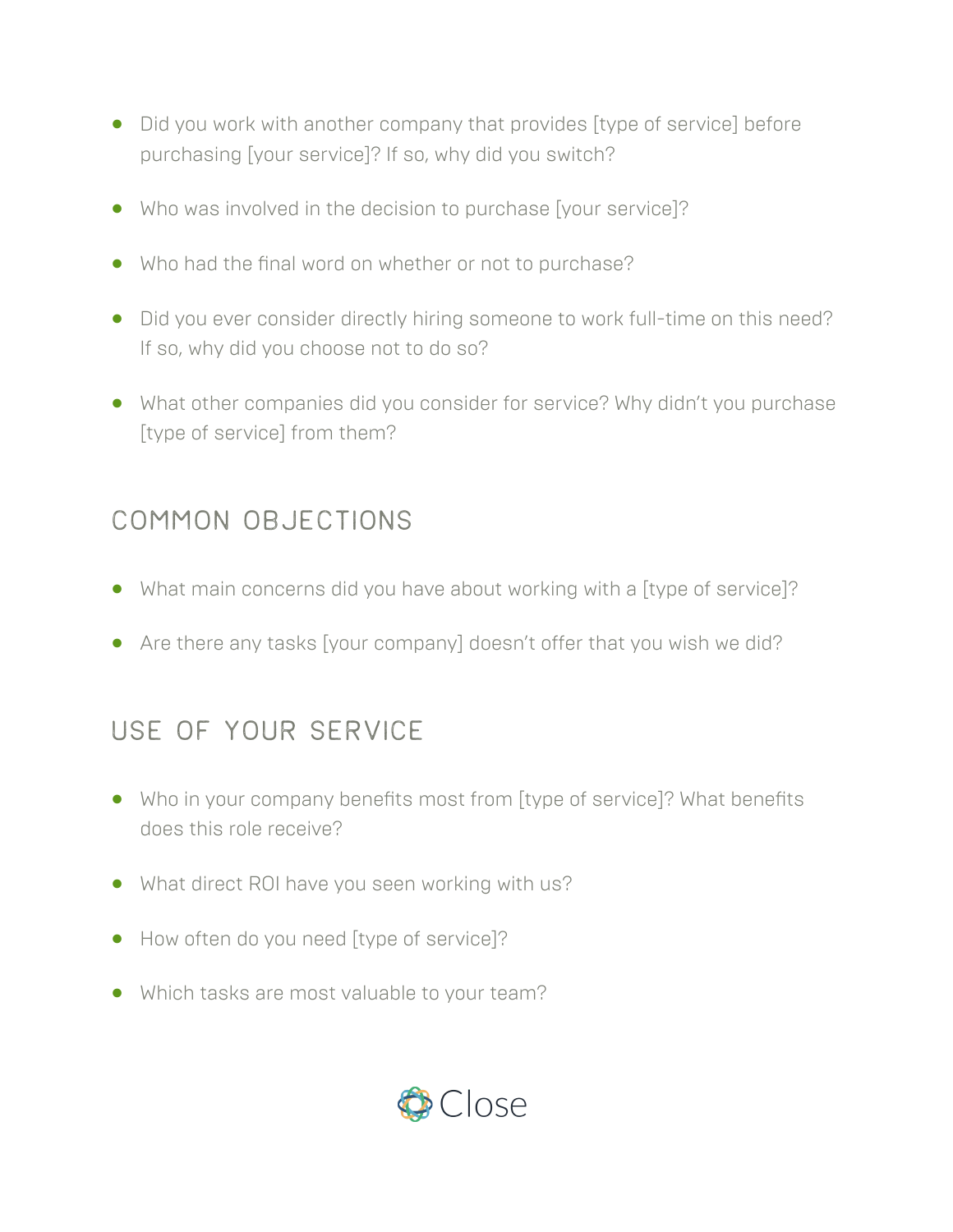- Did you work with another company that provides [type of service] before purchasing [your service]? If so, why did you switch?
- Who was involved in the decision to purchase [your service]?
- Who had the final word on whether or not to purchase?
- Did you ever consider directly hiring someone to work full-time on this need? If so, why did you choose not to do so?
- What other companies did you consider for service? Why didn't you purchase [type of service] from them?

## COMMON OBJECTIONS

- What main concerns did you have about working with a [type of service]?
- Are there any tasks [your company] doesn't offer that you wish we did?

## USE OF YOUR SERVICE

- Who in your company benefits most from [type of service]? What benefits does this role receive?
- What direct ROI have you seen working with us?
- How often do you need [type of service]?
- Which tasks are most valuable to your team?